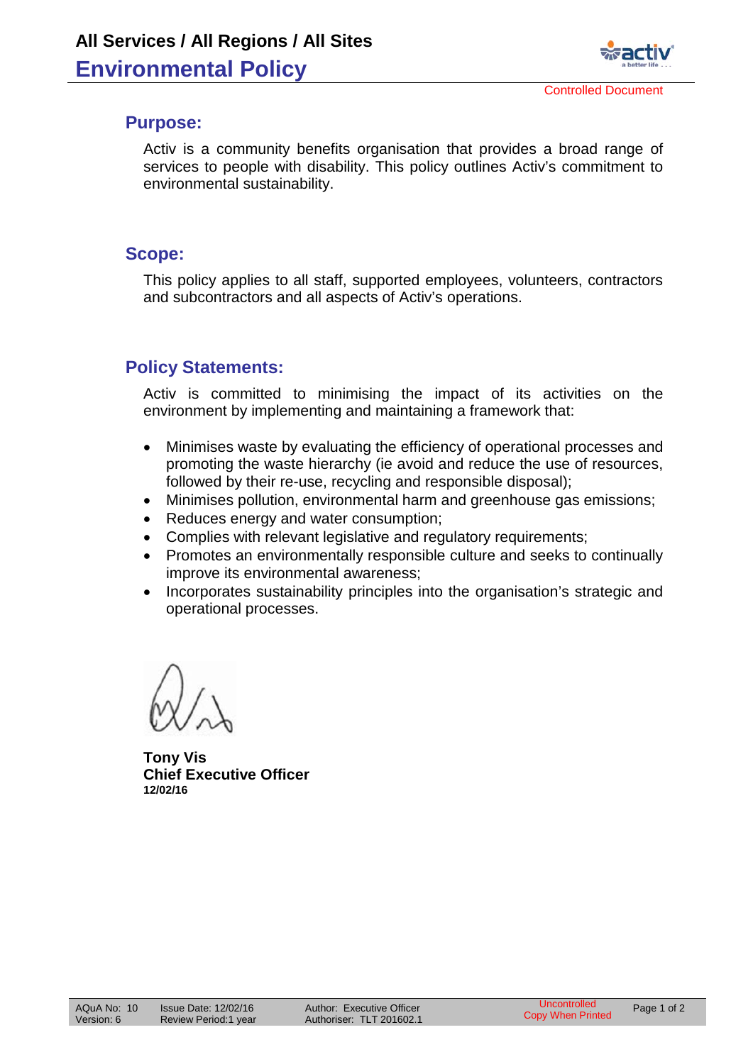# All Services / All Regions / All Sites

# Environmental Policy

Controlled Document

## Purpose:

Activ is a community benefits organisation that provides a broad range of services to people with disability. This policy outlines Activ's commitment to environmental sustainability.

## Scope:

This policy applies to all staff, supported employees, volunteers, contractors and subcontractors and all aspects of Activ's operations.

## Policy Statements:

Activ is committed to minimising the impact of its activities on the environment by implementing and maintaining a framework that:

- Minimises waste by evaluating the efficiency of operational processes and promoting the waste hierarchy (ie avoid and reduce the use of resources, followed by their re-use, recycling and responsible disposal);
- Minimises pollution, environmental harm and greenhouse gas emissions;
- Reduces energy and water consumption;
- Complies with relevant legislative and regulatory requirements;
- Promotes an environmentally responsible culture and seeks to continually improve its environmental awareness;
- Incorporates sustainability principles into the organisation's strategic and operational processes.

**Tony Vis**
**Chief Executive Officer**
**12/02/16**

| AQuA No: 10 | Issue Date: 12/02/16 | Author: Executive Officer | Uncontrolled |
|---|---|---|---|
| Version: 6 | Review Period:1 year | Authoriser: TLT 201602.1 | Copy When Printed |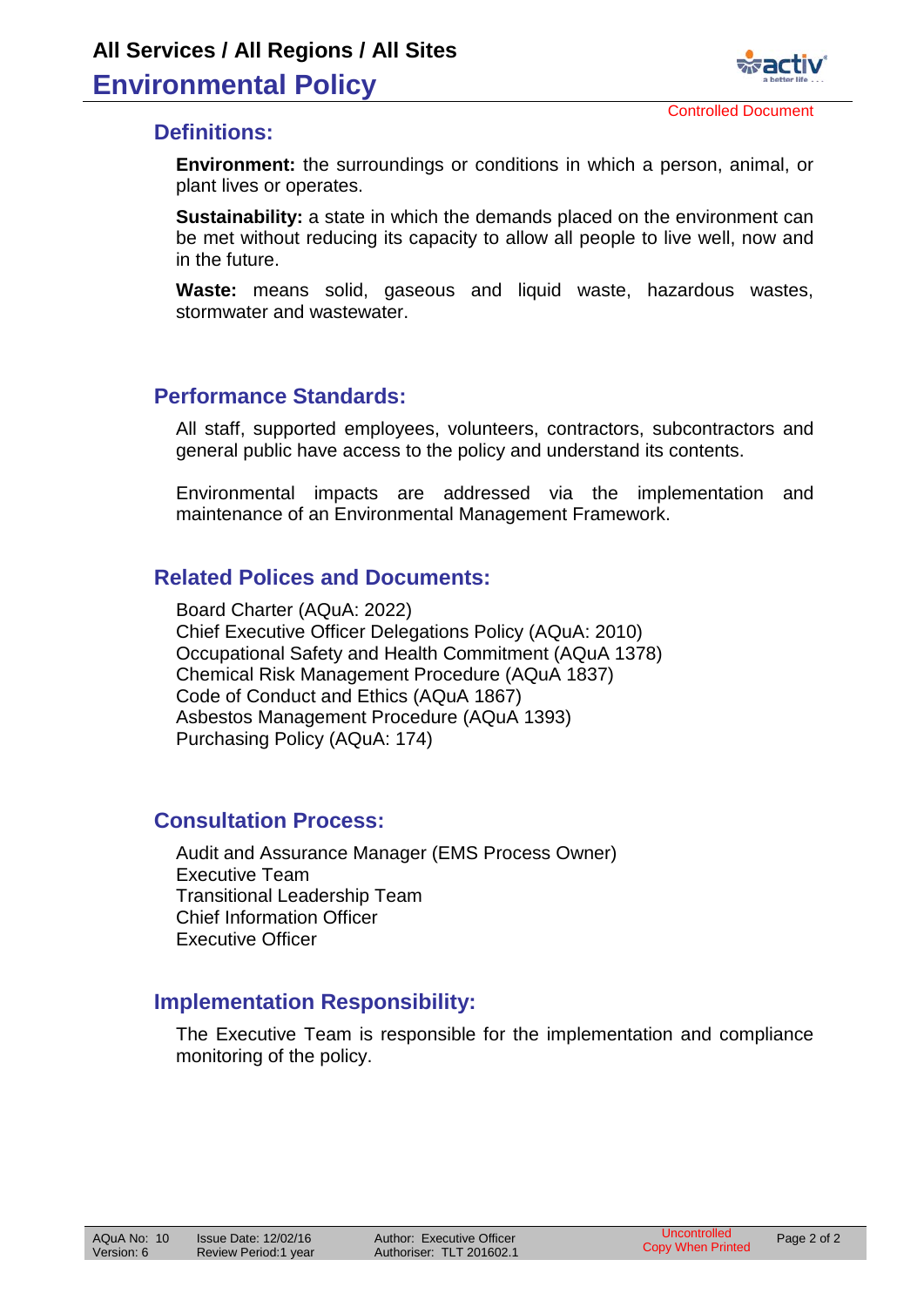## Definitions:

**Environment:** the surroundings or conditions in which a person, animal, or plant lives or operates.

**Sustainability:** a state in which the demands placed on the environment can be met without reducing its capacity to allow all people to live well, now and in the future.

**Waste:** means solid, gaseous and liquid waste, hazardous wastes, stormwater and wastewater.

## Performance Standards:

All staff, supported employees, volunteers, contractors, subcontractors and general public have access to the policy and understand its contents.

Environmental impacts are addressed via the implementation and maintenance of an Environmental Management Framework.

## Related Polices and Documents:

Board Charter (AQuA: 2022)
Chief Executive Officer Delegations Policy (AQuA: 2010)
Occupational Safety and Health Commitment (AQuA 1378)
Chemical Risk Management Procedure (AQuA 1837)
Code of Conduct and Ethics (AQuA 1867)
Asbestos Management Procedure (AQuA 1393)
Purchasing Policy (AQuA: 174)

## Consultation Process:

Audit and Assurance Manager (EMS Process Owner)
Executive Team
Transitional Leadership Team
Chief Information Officer
Executive Officer

## Implementation Responsibility:

The Executive Team is responsible for the implementation and compliance monitoring of the policy.